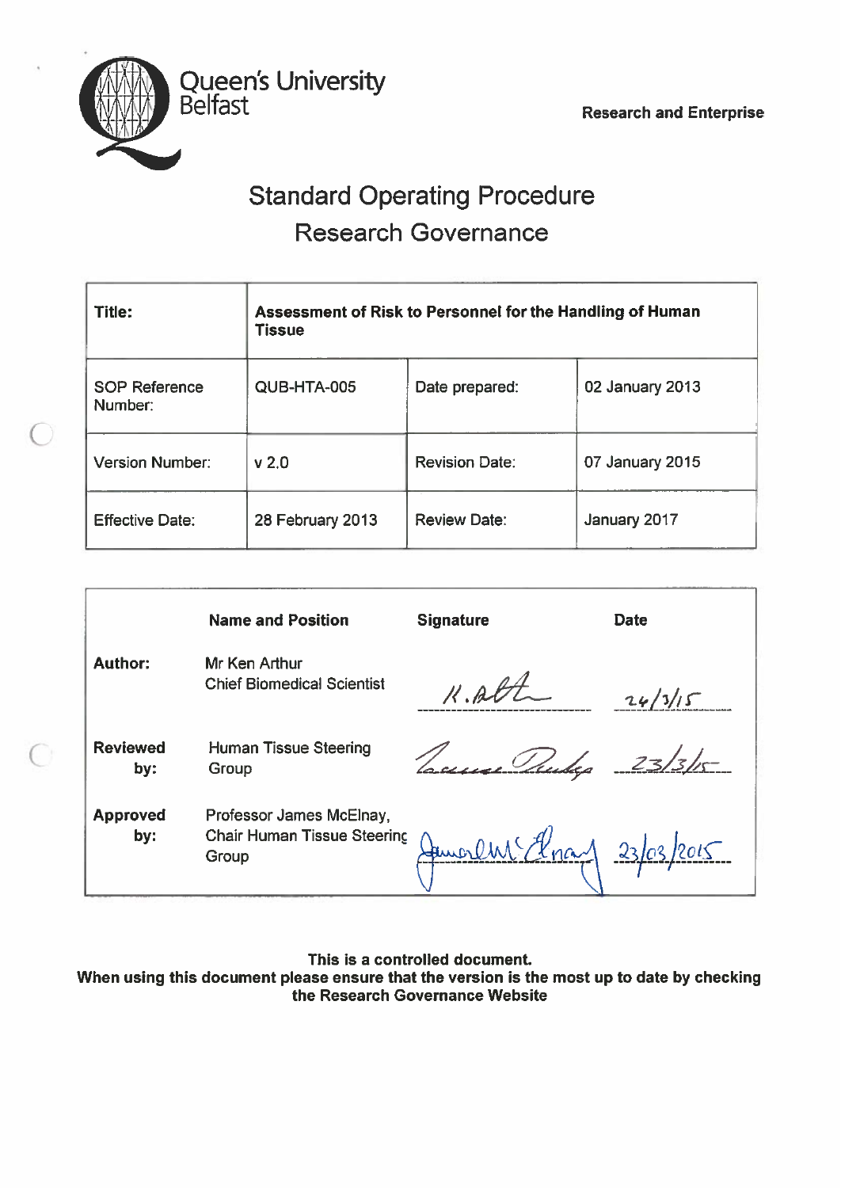Queen's University Belfast

**Research and Enterprise**

# Standard Operating Procedure
## Research Governance

| **Title:** | **Assessment of Risk to Personnel for the Handling of Human Tissue** | | |
|---|---|---|---|
| SOP Reference Number: | QUB-HTA-005 | Date prepared: | 02 January 2013 |
| Version Number: | v 2.0 | Revision Date: | 07 January 2015 |
| Effective Date: | 28 February 2013 | Review Date: | January 2017 |

| | **Name and Position** | **Signature** | **Date** |
|---|---|---|---|
| **Author:** | Mr Ken Arthur<br>Chief Biomedical Scientist | K. Arthur | 24/3/15 |
| **Reviewed by:** | Human Tissue Steering Group | [signature] | 23/3/15 |
| **Approved by:** | Professor James McElnay, Chair Human Tissue Steering Group | James McElnay | 23/03/2015 |

**This is a controlled document.**
**When using this document please ensure that the version is the most up to date by checking the Research Governance Website**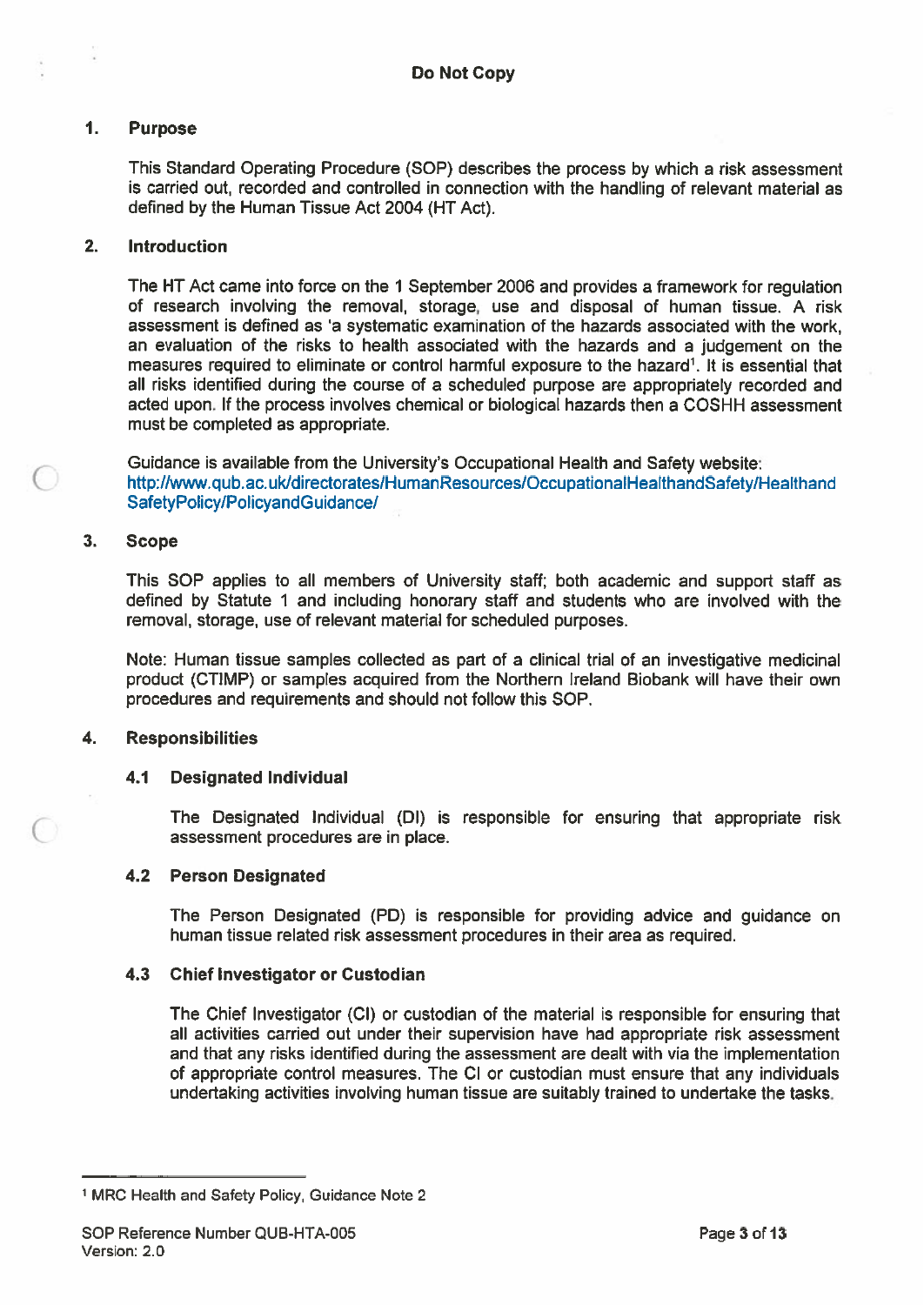**Do Not Copy**

## 1. Purpose

This Standard Operating Procedure (SOP) describes the process by which a risk assessment is carried out, recorded and controlled in connection with the handling of relevant material as defined by the Human Tissue Act 2004 (HT Act).

## 2. Introduction

The HT Act came into force on the 1 September 2006 and provides a framework for regulation of research involving the removal, storage, use and disposal of human tissue. A risk assessment is defined as 'a systematic examination of the hazards associated with the work, an evaluation of the risks to health associated with the hazards and a judgement on the measures required to eliminate or control harmful exposure to the hazard[1]. It is essential that all risks identified during the course of a scheduled purpose are appropriately recorded and acted upon. If the process involves chemical or biological hazards then a COSHH assessment must be completed as appropriate.

Guidance is available from the University's Occupational Health and Safety website: http://www.qub.ac.uk/directorates/HumanResources/OccupationalHealthandSafety/HealthandSafetyPolicy/PolicyandGuidance/

## 3. Scope

This SOP applies to all members of University staff; both academic and support staff as defined by Statute 1 and including honorary staff and students who are involved with the removal, storage, use of relevant material for scheduled purposes.

Note: Human tissue samples collected as part of a clinical trial of an investigative medicinal product (CTIMP) or samples acquired from the Northern Ireland Biobank will have their own procedures and requirements and should not follow this SOP.

## 4. Responsibilities

### 4.1 Designated Individual

The Designated Individual (DI) is responsible for ensuring that appropriate risk assessment procedures are in place.

### 4.2 Person Designated

The Person Designated (PD) is responsible for providing advice and guidance on human tissue related risk assessment procedures in their area as required.

### 4.3 Chief Investigator or Custodian

The Chief Investigator (CI) or custodian of the material is responsible for ensuring that all activities carried out under their supervision have had appropriate risk assessment and that any risks identified during the assessment are dealt with via the implementation of appropriate control measures. The CI or custodian must ensure that any individuals undertaking activities involving human tissue are suitably trained to undertake the tasks.

---

[1] MRC Health and Safety Policy, Guidance Note 2

SOP Reference Number QUB-HTA-005
Version: 2.0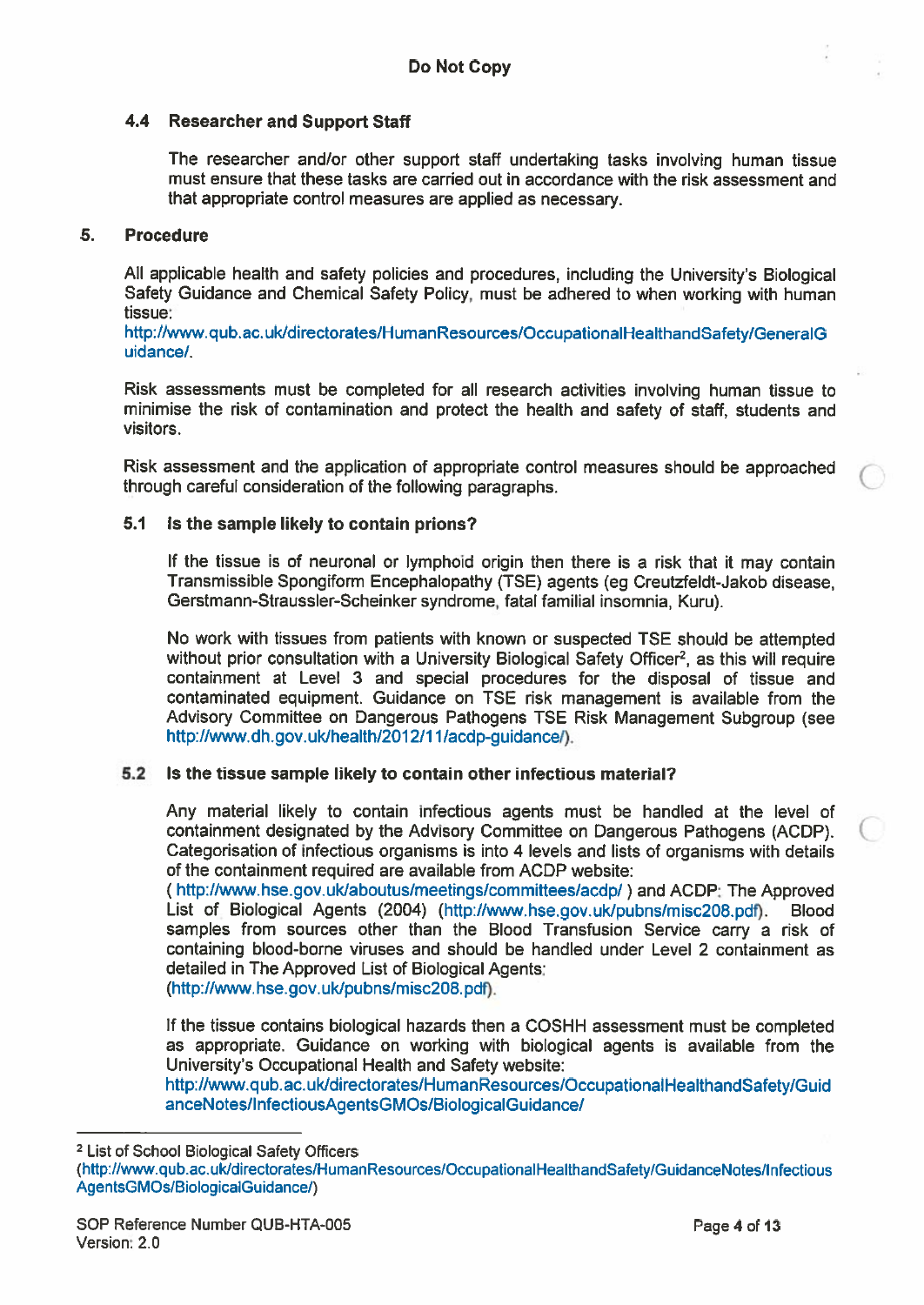Do Not Copy

### 4.4 Researcher and Support Staff

The researcher and/or other support staff undertaking tasks involving human tissue must ensure that these tasks are carried out in accordance with the risk assessment and that appropriate control measures are applied as necessary.

## 5. Procedure

All applicable health and safety policies and procedures, including the University's Biological Safety Guidance and Chemical Safety Policy, must be adhered to when working with human tissue:
http://www.qub.ac.uk/directorates/HumanResources/OccupationalHealthandSafety/GeneralGuidance/.

Risk assessments must be completed for all research activities involving human tissue to minimise the risk of contamination and protect the health and safety of staff, students and visitors.

Risk assessment and the application of appropriate control measures should be approached through careful consideration of the following paragraphs.

### 5.1 Is the sample likely to contain prions?

If the tissue is of neuronal or lymphoid origin then there is a risk that it may contain Transmissible Spongiform Encephalopathy (TSE) agents (eg Creutzfeldt-Jakob disease, Gerstmann-Straussler-Scheinker syndrome, fatal familial insomnia, Kuru).

No work with tissues from patients with known or suspected TSE should be attempted without prior consultation with a University Biological Safety Officer[2], as this will require containment at Level 3 and special procedures for the disposal of tissue and contaminated equipment. Guidance on TSE risk management is available from the Advisory Committee on Dangerous Pathogens TSE Risk Management Subgroup (see http://www.dh.gov.uk/health/2012/11/acdp-guidance/).

### 5.2 Is the tissue sample likely to contain other infectious material?

Any material likely to contain infectious agents must be handled at the level of containment designated by the Advisory Committee on Dangerous Pathogens (ACDP). Categorisation of infectious organisms is into 4 levels and lists of organisms with details of the containment required are available from ACDP website:
( http://www.hse.gov.uk/aboutus/meetings/committees/acdp/ ) and ACDP: The Approved List of Biological Agents (2004) (http://www.hse.gov.uk/pubns/misc208.pdf). Blood samples from sources other than the Blood Transfusion Service carry a risk of containing blood-borne viruses and should be handled under Level 2 containment as detailed in The Approved List of Biological Agents:
(http://www.hse.gov.uk/pubns/misc208.pdf).

If the tissue contains biological hazards then a COSHH assessment must be completed as appropriate. Guidance on working with biological agents is available from the University's Occupational Health and Safety website:
http://www.qub.ac.uk/directorates/HumanResources/OccupationalHealthandSafety/GuidanceNotes/InfectiousAgentsGMOs/BiologicalGuidance/

---

[2] List of School Biological Safety Officers (http://www.qub.ac.uk/directorates/HumanResources/OccupationalHealthandSafety/GuidanceNotes/InfectiousAgentsGMOs/BiologicalGuidance/)

SOP Reference Number QUB-HTA-005
Version: 2.0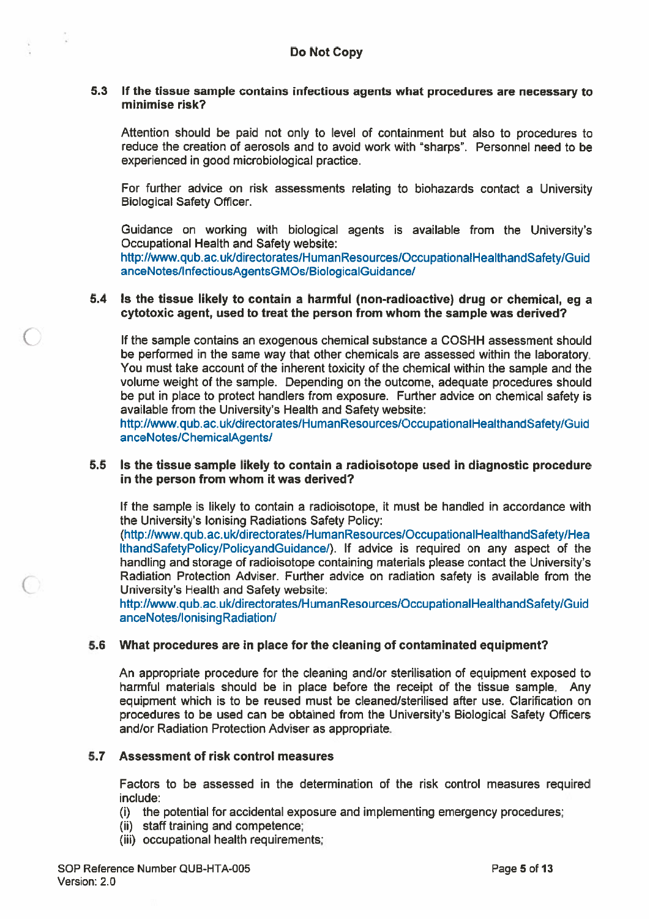### 5.3 If the tissue sample contains infectious agents what procedures are necessary to minimise risk?

Attention should be paid not only to level of containment but also to procedures to reduce the creation of aerosols and to avoid work with "sharps". Personnel need to be experienced in good microbiological practice.

For further advice on risk assessments relating to biohazards contact a University Biological Safety Officer.

Guidance on working with biological agents is available from the University's Occupational Health and Safety website:
http://www.qub.ac.uk/directorates/HumanResources/OccupationalHealthandSafety/GuidanceNotes/InfectiousAgentsGMOs/BiologicalGuidance/

### 5.4 Is the tissue likely to contain a harmful (non-radioactive) drug or chemical, eg a cytotoxic agent, used to treat the person from whom the sample was derived?

If the sample contains an exogenous chemical substance a COSHH assessment should be performed in the same way that other chemicals are assessed within the laboratory. You must take account of the inherent toxicity of the chemical within the sample and the volume weight of the sample. Depending on the outcome, adequate procedures should be put in place to protect handlers from exposure. Further advice on chemical safety is available from the University's Health and Safety website:
http://www.qub.ac.uk/directorates/HumanResources/OccupationalHealthandSafety/GuidanceNotes/ChemicalAgents/

### 5.5 Is the tissue sample likely to contain a radioisotope used in diagnostic procedure in the person from whom it was derived?

If the sample is likely to contain a radioisotope, it must be handled in accordance with the University's Ionising Radiations Safety Policy:
(http://www.qub.ac.uk/directorates/HumanResources/OccupationalHealthandSafety/HealthandSafetyPolicy/PolicyandGuidance/). If advice is required on any aspect of the handling and storage of radioisotope containing materials please contact the University's Radiation Protection Adviser. Further advice on radiation safety is available from the University's Health and Safety website:
http://www.qub.ac.uk/directorates/HumanResources/OccupationalHealthandSafety/GuidanceNotes/IonisingRadiation/

### 5.6 What procedures are in place for the cleaning of contaminated equipment?

An appropriate procedure for the cleaning and/or sterilisation of equipment exposed to harmful materials should be in place before the receipt of the tissue sample. Any equipment which is to be reused must be cleaned/sterilised after use. Clarification on procedures to be used can be obtained from the University's Biological Safety Officers and/or Radiation Protection Adviser as appropriate.

### 5.7 Assessment of risk control measures

Factors to be assessed in the determination of the risk control measures required include:

(i) the potential for accidental exposure and implementing emergency procedures;
(ii) staff training and competence;
(iii) occupational health requirements;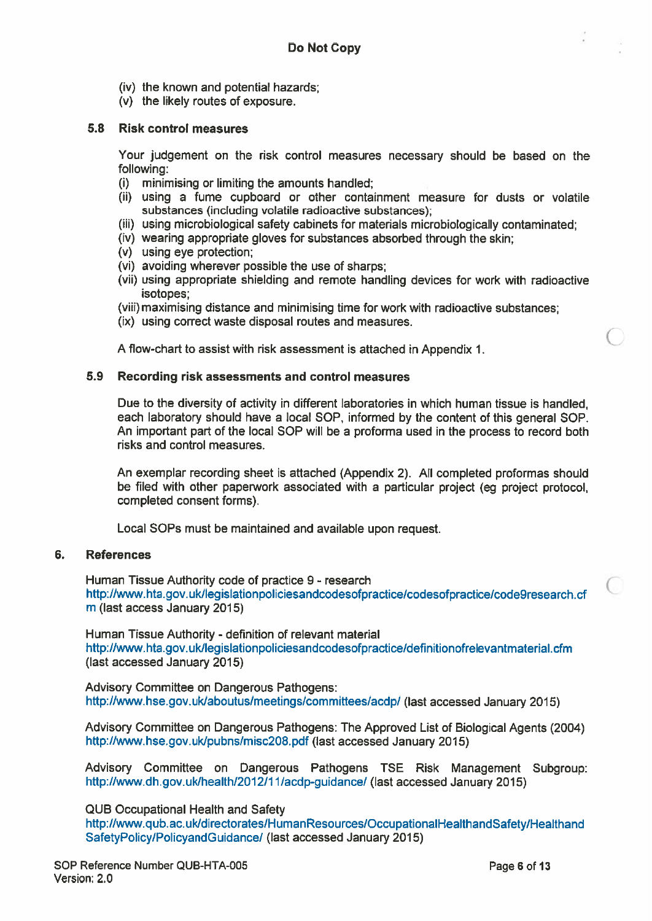(iv) the known and potential hazards;
(v) the likely routes of exposure.

### 5.8 Risk control measures

Your judgement on the risk control measures necessary should be based on the following:

(i) minimising or limiting the amounts handled;
(ii) using a fume cupboard or other containment measure for dusts or volatile substances (including volatile radioactive substances);
(iii) using microbiological safety cabinets for materials microbiologically contaminated;
(iv) wearing appropriate gloves for substances absorbed through the skin;
(v) using eye protection;
(vi) avoiding wherever possible the use of sharps;
(vii) using appropriate shielding and remote handling devices for work with radioactive isotopes;
(viii) maximising distance and minimising time for work with radioactive substances;
(ix) using correct waste disposal routes and measures.

A flow-chart to assist with risk assessment is attached in Appendix 1.

### 5.9 Recording risk assessments and control measures

Due to the diversity of activity in different laboratories in which human tissue is handled, each laboratory should have a local SOP, informed by the content of this general SOP. An important part of the local SOP will be a proforma used in the process to record both risks and control measures.

An exemplar recording sheet is attached (Appendix 2). All completed proformas should be filed with other paperwork associated with a particular project (eg project protocol, completed consent forms).

Local SOPs must be maintained and available upon request.

## 6. References

Human Tissue Authority code of practice 9 - research
http://www.hta.gov.uk/legislationpoliciesandcodesofpractice/codesofpractice/code9research.cfm (last access January 2015)

Human Tissue Authority - definition of relevant material
http://www.hta.gov.uk/legislationpoliciesandcodesofpractice/definitionofrelevantmaterial.cfm (last accessed January 2015)

Advisory Committee on Dangerous Pathogens:
http://www.hse.gov.uk/aboutus/meetings/committees/acdp/ (last accessed January 2015)

Advisory Committee on Dangerous Pathogens: The Approved List of Biological Agents (2004)
http://www.hse.gov.uk/pubns/misc208.pdf (last accessed January 2015)

Advisory Committee on Dangerous Pathogens TSE Risk Management Subgroup:
http://www.dh.gov.uk/health/2012/11/acdp-guidance/ (last accessed January 2015)

QUB Occupational Health and Safety
http://www.qub.ac.uk/directorates/HumanResources/OccupationalHealthandSafety/HealthandSafetyPolicy/PolicyandGuidance/ (last accessed January 2015)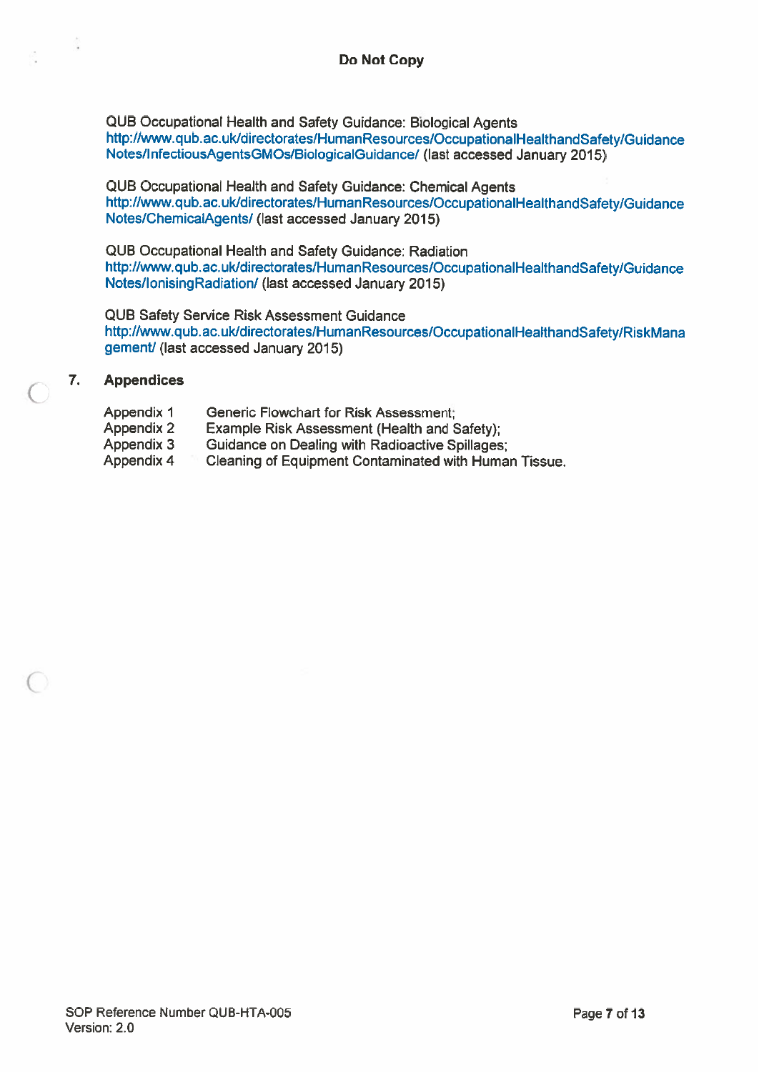QUB Occupational Health and Safety Guidance: Biological Agents
http://www.qub.ac.uk/directorates/HumanResources/OccupationalHealthandSafety/GuidanceNotes/InfectiousAgentsGMOs/BiologicalGuidance/ (last accessed January 2015)

QUB Occupational Health and Safety Guidance: Chemical Agents
http://www.qub.ac.uk/directorates/HumanResources/OccupationalHealthandSafety/GuidanceNotes/ChemicalAgents/ (last accessed January 2015)

QUB Occupational Health and Safety Guidance: Radiation
http://www.qub.ac.uk/directorates/HumanResources/OccupationalHealthandSafety/GuidanceNotes/IonisingRadiation/ (last accessed January 2015)

QUB Safety Service Risk Assessment Guidance
http://www.qub.ac.uk/directorates/HumanResources/OccupationalHealthandSafety/RiskManagement/ (last accessed January 2015)

## 7. Appendices

| | |
|---|---|
| Appendix 1 | Generic Flowchart for Risk Assessment; |
| Appendix 2 | Example Risk Assessment (Health and Safety); |
| Appendix 3 | Guidance on Dealing with Radioactive Spillages; |
| Appendix 4 | Cleaning of Equipment Contaminated with Human Tissue. |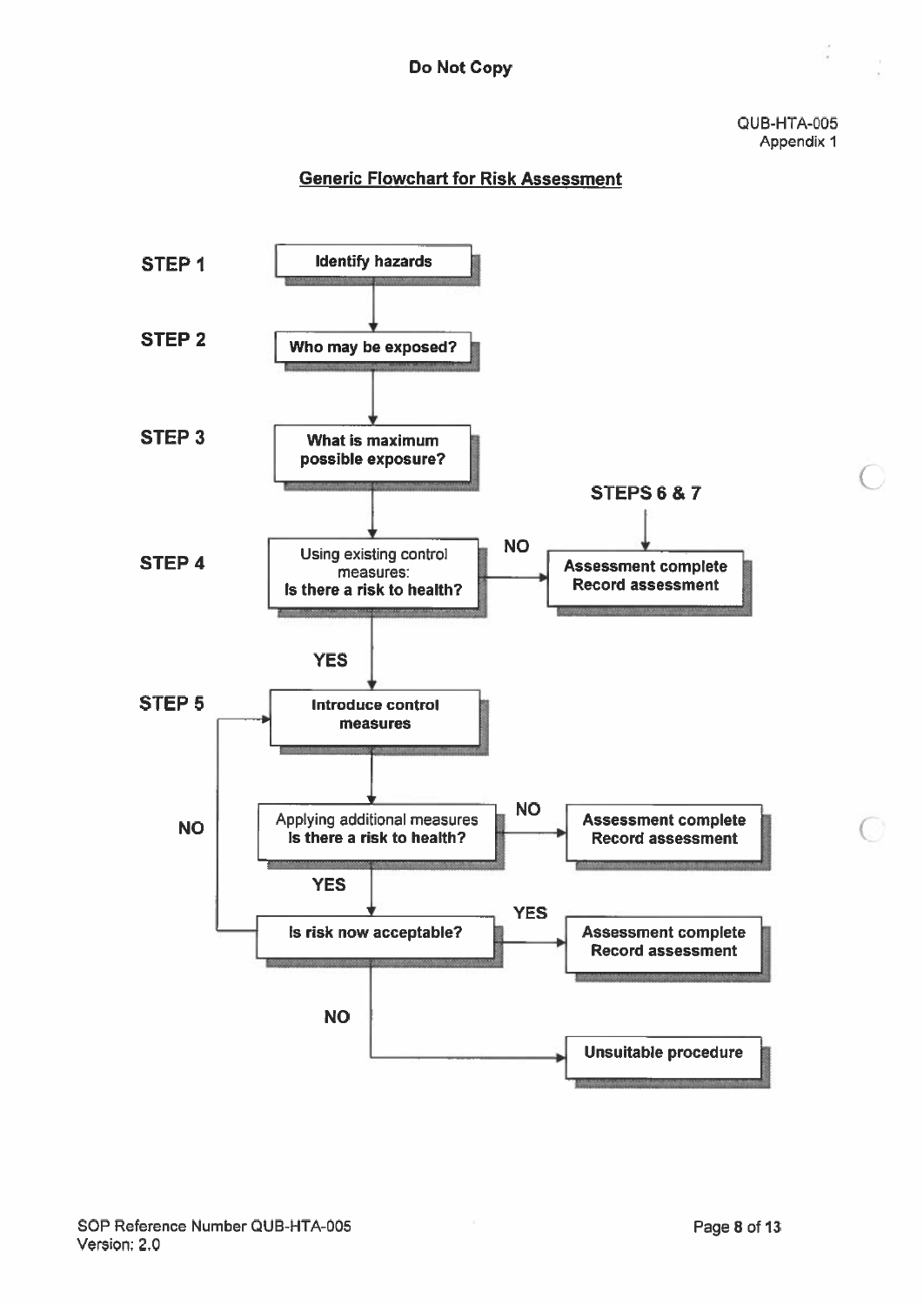Do Not Copy

QUB-HTA-005
Appendix 1

## Generic Flowchart for Risk Assessment

**STEP 1** — **Identify hazards**

↓

**STEP 2** — **Who may be exposed?**

↓

**STEP 3** — **What is maximum possible exposure?**

↓

**STEP 4** — Using existing control measures: **Is there a risk to health?**

- **NO** → **Assessment complete Record assessment** (← **STEPS 6 & 7**)
- **YES** ↓

**STEP 5** — **Introduce control measures**

↓

Applying additional measures **Is there a risk to health?**

- **NO** → **Assessment complete Record assessment**
- **YES** ↓

**Is risk now acceptable?**

- **YES** → **Assessment complete Record assessment**
- **NO** → **Introduce control measures** (return to STEP 5)
- **NO** → **Unsuitable procedure**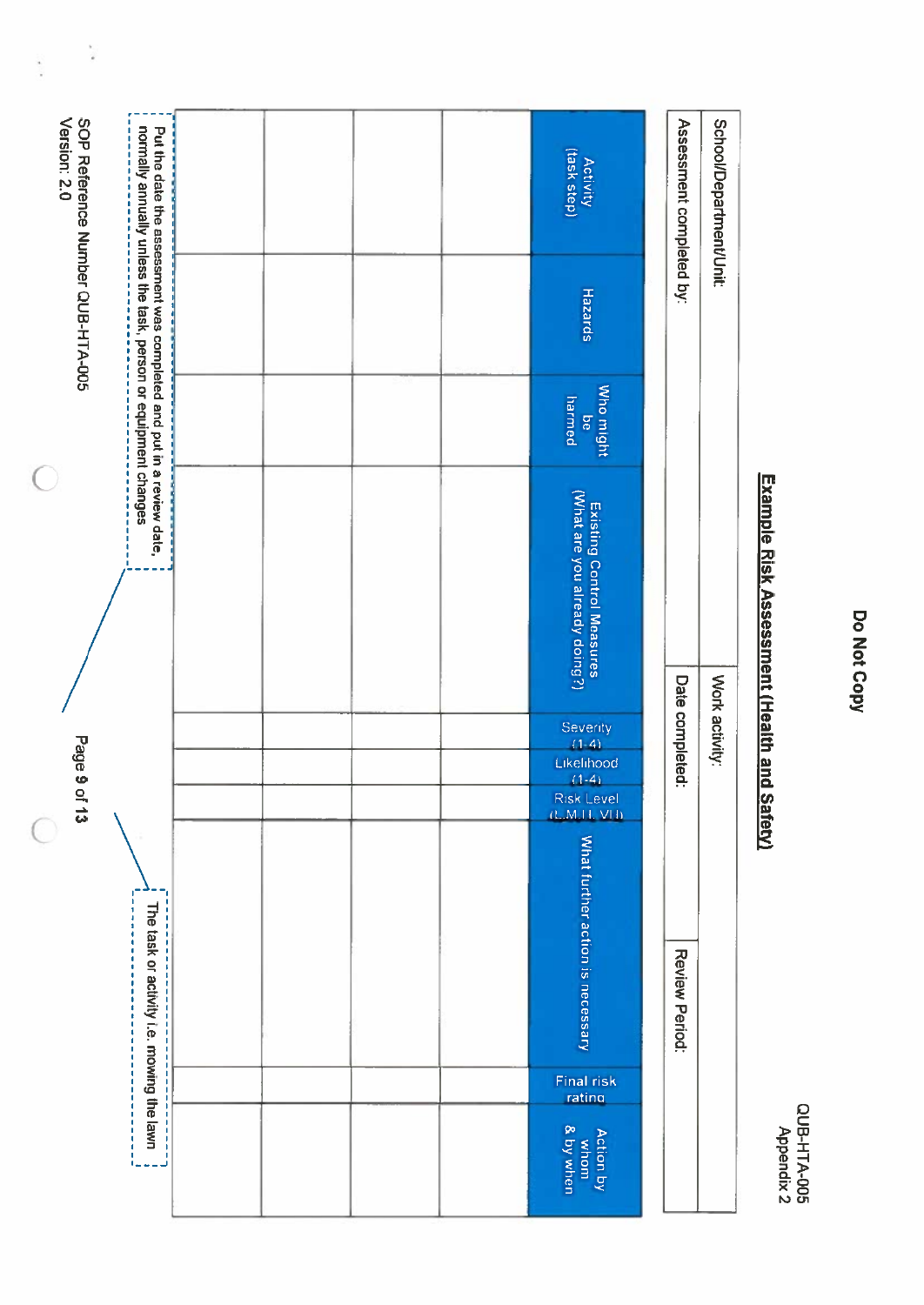QUB-HTA-005
Appendix 2

**Do Not Copy**

## Example Risk Assessment (Health and Safety)

| School/Department/Unit: | | Work activity: | |
|---|---|---|---|
| Assessment completed by: | | Date completed: | Review Period: |

| Activity (task step) | Hazards | Who might be harmed | Existing Control Measures (What are you already doing?) | Severity (1-4) | Likelihood (1-4) | Risk Level (L,M,H, VH) | What further action is necessary | Final risk rating | Action by whom & by when |
|---|---|---|---|---|---|---|---|---|---|
| | | | | | | | | | |
| | | | | | | | | | |
| | | | | | | | | | |
| | | | | | | | | | |

Put the date the assessment was completed and put in a review date, normally annually unless the task, person or equipment changes

The task or activity i.e. mowing the lawn

SOP Reference Number QUB-HTA-005
Version: 2.0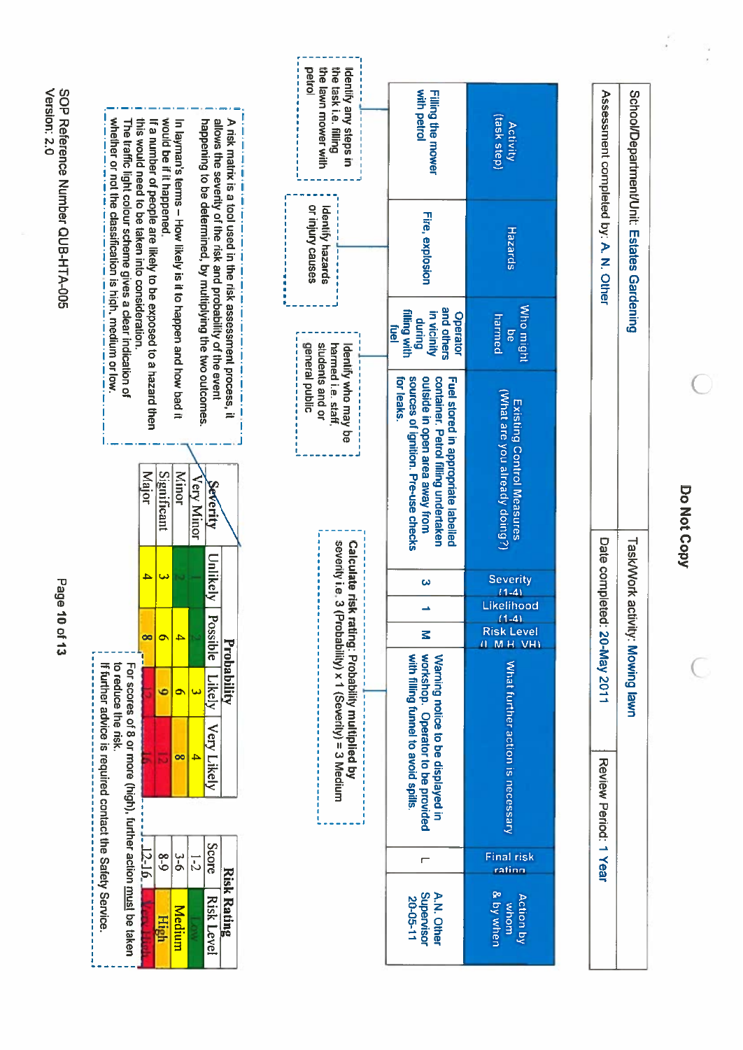Do Not Copy

| School/Department/Unit: Estates Gardening | Task/Work activity: Mowing lawn | |
|---|---|---|
| Assessment completed by: A. N. Other | Date completed: 20-May 2011 | Review Period: 1 Year |

| Activity (task step) | Hazards | Who might be harmed | Existing Control Measures (What are you already doing?) | Severity (1-4) | Likelihood (1-4) | Risk Level (L M H VH) | What further action is necessary | Final risk rating | Action by whom & by when |
|---|---|---|---|---|---|---|---|---|---|
| Filling the mower with petrol | Fire, explosion | Operator and others in vicinity during filling with fuel | Fuel stored in appropriate labelled container. Petrol filling undertaken outside in open area away from sources of ignition. Pre-use checks for leaks. | 3 | 1 | M | Warning notice to be displayed in workshop. Operator to be provided with filling funnel to avoid spills. | L | A.N. Other Supervisor 20-05-11 |

Identify any steps in the task i.e. filling the lawn mower with petrol

Identify hazards or injury causes

Identify who may be harmed i.e. staff, students and or general public

Calculate risk rating: Probability multiplied by severity i.e. 3 (Probability) x 1 (Severity) = 3 Medium

A risk matrix is a tool used in the risk assessment process, it allows the severity of the risk and probability of the event happening to be determined, by multiplying the two outcomes.

In layman's terms – How likely is it to happen and how bad it would be if it happened.

If a number of people are likely to be exposed to a hazard then this would need to be taken into consideration.

The traffic light colour scheme gives a clear indication of whether or not the classification is high, medium or low.

| Severity \ Probability | Unlikely | Possible | Likely | Very Likely |
|---|---|---|---|---|
| Very Minor | 1 | 2 | 3 | 4 |
| Minor | 2 | 4 | 6 | 8 |
| Significant | 3 | 6 | 9 | 12 |
| Major | 4 | 8 | 12 | 16 |

**Risk Rating**

| Score | Risk Level |
|---|---|
| 1-2 | Low |
| 3-6 | Medium |
| 8-9 | High |
| 12-16 | Very High |

For scores of 8 or more (high), further action must be taken to reduce the risk.
If further advice is required contact the Safety Service.

SOP Reference Number QUB-HTA-005
Version: 2.0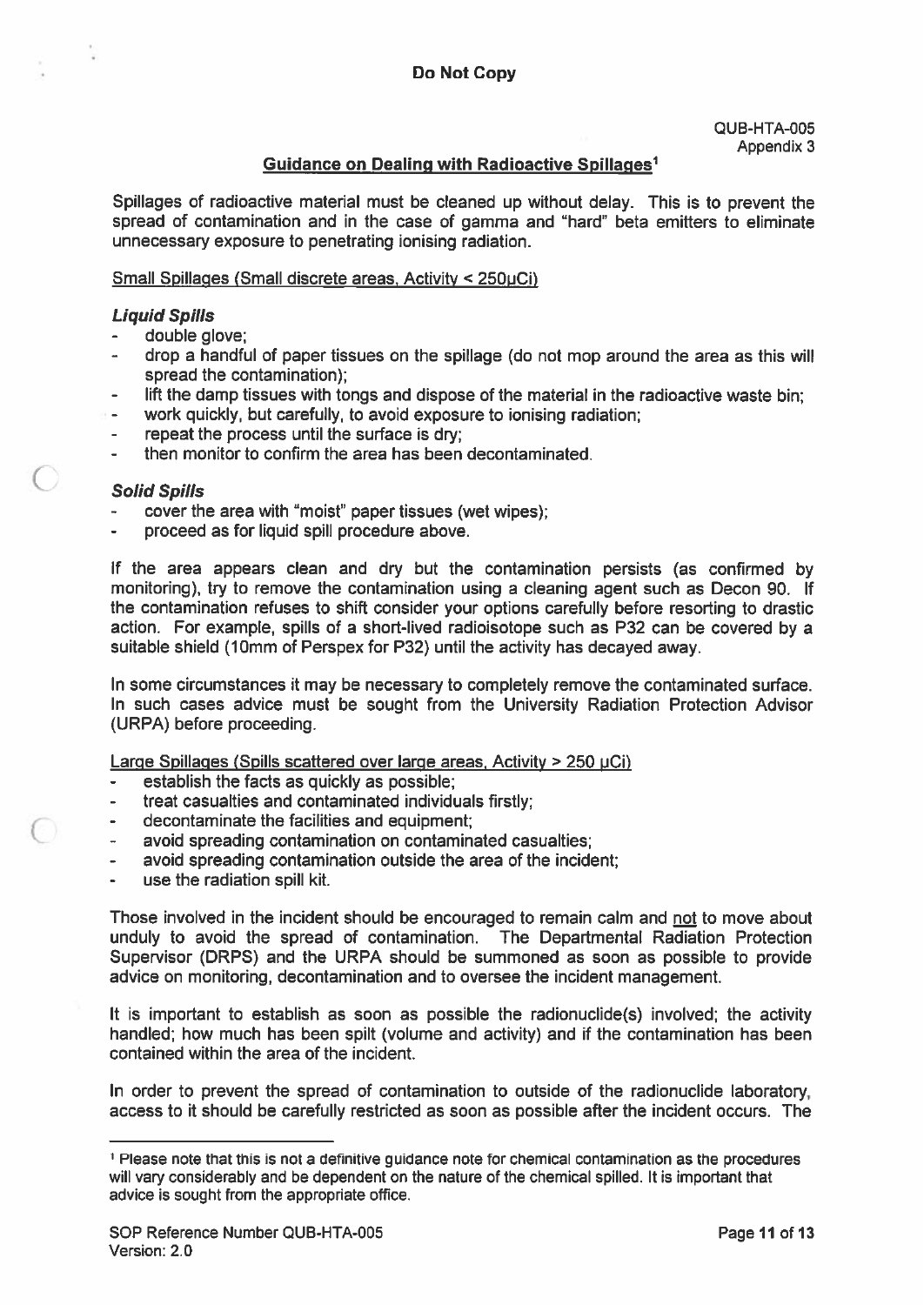**Do Not Copy**

QUB-HTA-005
Appendix 3

## Guidance on Dealing with Radioactive Spillages[1]

Spillages of radioactive material must be cleaned up without delay. This is to prevent the spread of contamination and in the case of gamma and "hard" beta emitters to eliminate unnecessary exposure to penetrating ionising radiation.

Small Spillages (Small discrete areas, Activity < 250µCi)

### *Liquid Spills*

- double glove;
- drop a handful of paper tissues on the spillage (do not mop around the area as this will spread the contamination);
- lift the damp tissues with tongs and dispose of the material in the radioactive waste bin;
- work quickly, but carefully, to avoid exposure to ionising radiation;
- repeat the process until the surface is dry;
- then monitor to confirm the area has been decontaminated.

### *Solid Spills*

- cover the area with "moist" paper tissues (wet wipes);
- proceed as for liquid spill procedure above.

If the area appears clean and dry but the contamination persists (as confirmed by monitoring), try to remove the contamination using a cleaning agent such as Decon 90. If the contamination refuses to shift consider your options carefully before resorting to drastic action. For example, spills of a short-lived radioisotope such as P32 can be covered by a suitable shield (10mm of Perspex for P32) until the activity has decayed away.

In some circumstances it may be necessary to completely remove the contaminated surface. In such cases advice must be sought from the University Radiation Protection Advisor (URPA) before proceeding.

Large Spillages (Spills scattered over large areas, Activity > 250 µCi)

- establish the facts as quickly as possible;
- treat casualties and contaminated individuals firstly;
- decontaminate the facilities and equipment;
- avoid spreading contamination on contaminated casualties;
- avoid spreading contamination outside the area of the incident;
- use the radiation spill kit.

Those involved in the incident should be encouraged to remain calm and not to move about unduly to avoid the spread of contamination. The Departmental Radiation Protection Supervisor (DRPS) and the URPA should be summoned as soon as possible to provide advice on monitoring, decontamination and to oversee the incident management.

It is important to establish as soon as possible the radionuclide(s) involved; the activity handled; how much has been spilt (volume and activity) and if the contamination has been contained within the area of the incident.

In order to prevent the spread of contamination to outside of the radionuclide laboratory, access to it should be carefully restricted as soon as possible after the incident occurs. The

[1] Please note that this is not a definitive guidance note for chemical contamination as the procedures will vary considerably and be dependent on the nature of the chemical spilled. It is important that advice is sought from the appropriate office.

SOP Reference Number QUB-HTA-005
Version: 2.0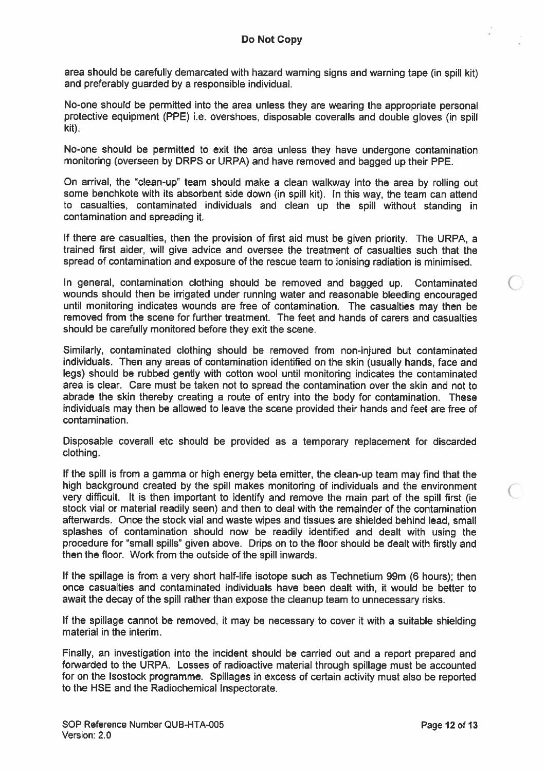area should be carefully demarcated with hazard warning signs and warning tape (in spill kit) and preferably guarded by a responsible individual.

No-one should be permitted into the area unless they are wearing the appropriate personal protective equipment (PPE) i.e. overshoes, disposable coveralls and double gloves (in spill kit).

No-one should be permitted to exit the area unless they have undergone contamination monitoring (overseen by DRPS or URPA) and have removed and bagged up their PPE.

On arrival, the "clean-up" team should make a clean walkway into the area by rolling out some benchkote with its absorbent side down (in spill kit). In this way, the team can attend to casualties, contaminated individuals and clean up the spill without standing in contamination and spreading it.

If there are casualties, then the provision of first aid must be given priority. The URPA, a trained first aider, will give advice and oversee the treatment of casualties such that the spread of contamination and exposure of the rescue team to ionising radiation is minimised.

In general, contamination clothing should be removed and bagged up. Contaminated wounds should then be irrigated under running water and reasonable bleeding encouraged until monitoring indicates wounds are free of contamination. The casualties may then be removed from the scene for further treatment. The feet and hands of carers and casualties should be carefully monitored before they exit the scene.

Similarly, contaminated clothing should be removed from non-injured but contaminated individuals. Then any areas of contamination identified on the skin (usually hands, face and legs) should be rubbed gently with cotton wool until monitoring indicates the contaminated area is clear. Care must be taken not to spread the contamination over the skin and not to abrade the skin thereby creating a route of entry into the body for contamination. These individuals may then be allowed to leave the scene provided their hands and feet are free of contamination.

Disposable coverall etc should be provided as a temporary replacement for discarded clothing.

If the spill is from a gamma or high energy beta emitter, the clean-up team may find that the high background created by the spill makes monitoring of individuals and the environment very difficult. It is then important to identify and remove the main part of the spill first (ie stock vial or material readily seen) and then to deal with the remainder of the contamination afterwards. Once the stock vial and waste wipes and tissues are shielded behind lead, small splashes of contamination should now be readily identified and dealt with using the procedure for "small spills" given above. Drips on to the floor should be dealt with firstly and then the floor. Work from the outside of the spill inwards.

If the spillage is from a very short half-life isotope such as Technetium 99m (6 hours); then once casualties and contaminated individuals have been dealt with, it would be better to await the decay of the spill rather than expose the cleanup team to unnecessary risks.

If the spillage cannot be removed, it may be necessary to cover it with a suitable shielding material in the interim.

Finally, an investigation into the incident should be carried out and a report prepared and forwarded to the URPA. Losses of radioactive material through spillage must be accounted for on the Isostock programme. Spillages in excess of certain activity must also be reported to the HSE and the Radiochemical Inspectorate.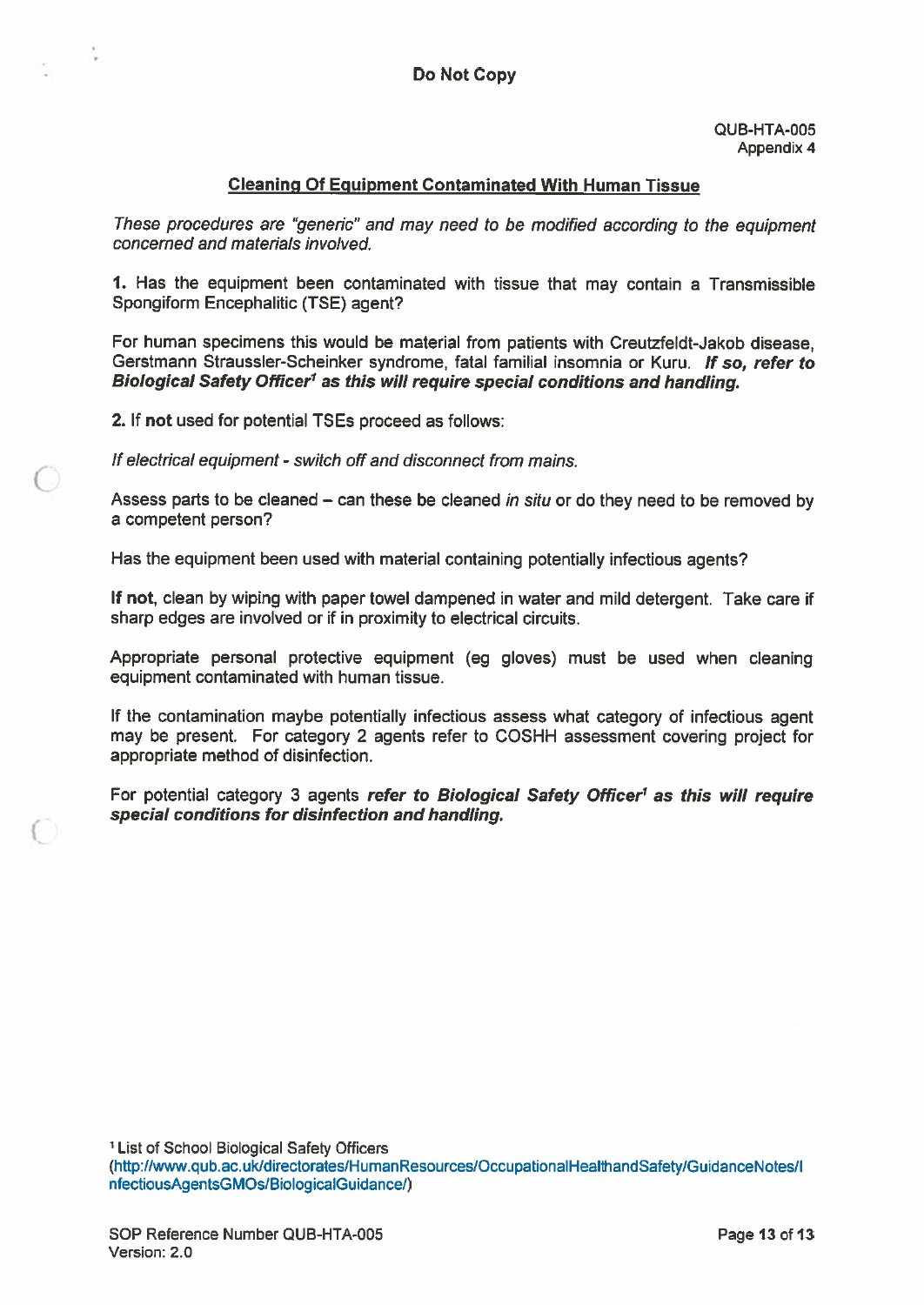**Do Not Copy**

QUB-HTA-005
Appendix 4

## Cleaning Of Equipment Contaminated With Human Tissue

*These procedures are "generic" and may need to be modified according to the equipment concerned and materials involved.*

**1.** Has the equipment been contaminated with tissue that may contain a Transmissible Spongiform Encephalitic (TSE) agent?

For human specimens this would be material from patients with Creutzfeldt-Jakob disease, Gerstmann Straussler-Scheinker syndrome, fatal familial insomnia or Kuru. ***If so, refer to Biological Safety Officer[1] as this will require special conditions and handling.***

**2.** If **not** used for potential TSEs proceed as follows:

*If electrical equipment - switch off and disconnect from mains.*

Assess parts to be cleaned – can these be cleaned *in situ* or do they need to be removed by a competent person?

Has the equipment been used with material containing potentially infectious agents?

**If not**, clean by wiping with paper towel dampened in water and mild detergent. Take care if sharp edges are involved or if in proximity to electrical circuits.

Appropriate personal protective equipment (eg gloves) must be used when cleaning equipment contaminated with human tissue.

If the contamination maybe potentially infectious assess what category of infectious agent may be present. For category 2 agents refer to COSHH assessment covering project for appropriate method of disinfection.

For potential category 3 agents ***refer to Biological Safety Officer[1] as this will require special conditions for disinfection and handling.***

[1] List of School Biological Safety Officers (http://www.qub.ac.uk/directorates/HumanResources/OccupationalHealthandSafety/GuidanceNotes/InfectiousAgentsGMOs/BiologicalGuidance/)

SOP Reference Number QUB-HTA-005
Version: 2.0